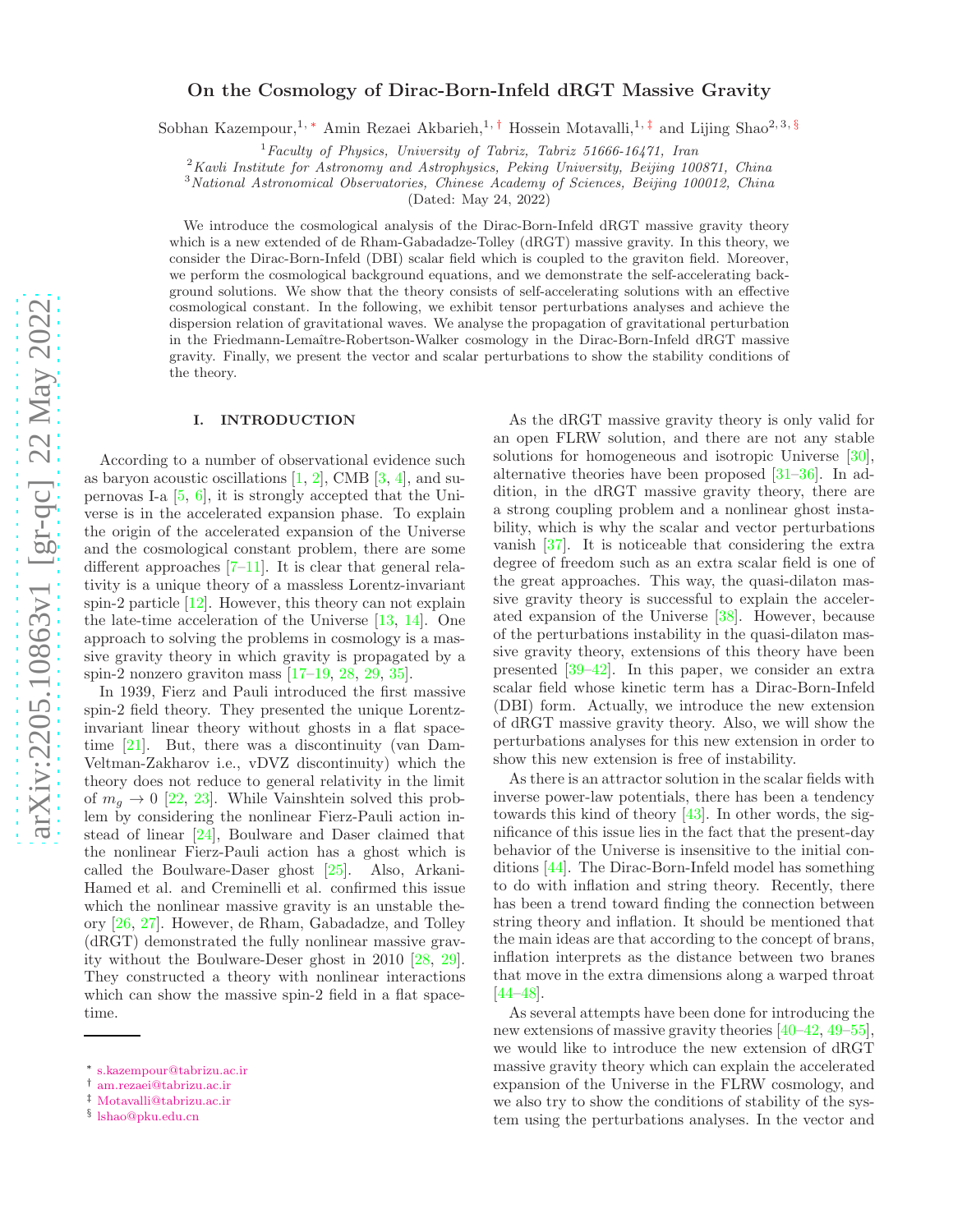# On the Cosmology of Dirac-Born-Infeld dRGT Massive Gravity

Sobhan Kazempour,[1,*] Amin Rezaei Akbarieh,[1,†] Hossein Motavalli,[1,‡] and Lijing Shao[2,3,§]

[1]*Faculty of Physics, University of Tabriz, Tabriz 51666-16471, Iran*
[2]*Kavli Institute for Astronomy and Astrophysics, Peking University, Beijing 100871, China*
[3]*National Astronomical Observatories, Chinese Academy of Sciences, Beijing 100012, China*
(Dated: May 24, 2022)

We introduce the cosmological analysis of the Dirac-Born-Infeld dRGT massive gravity theory which is a new extended of de Rham-Gabadadze-Tolley (dRGT) massive gravity. In this theory, we consider the Dirac-Born-Infeld (DBI) scalar field which is coupled to the graviton field. Moreover, we perform the cosmological background equations, and we demonstrate the self-accelerating background solutions. We show that the theory consists of self-accelerating solutions with an effective cosmological constant. In the following, we exhibit tensor perturbations analyses and achieve the dispersion relation of gravitational waves. We analyse the propagation of gravitational perturbation in the Friedmann-Lemaître-Robertson-Walker cosmology in the Dirac-Born-Infeld dRGT massive gravity. Finally, we present the vector and scalar perturbations to show the stability conditions of the theory.

## I. INTRODUCTION

According to a number of observational evidence such as baryon acoustic oscillations [1, 2], CMB [3, 4], and supernovas I-a [5, 6], it is strongly accepted that the Universe is in the accelerated expansion phase. To explain the origin of the accelerated expansion of the Universe and the cosmological constant problem, there are some different approaches [7–11]. It is clear that general relativity is a unique theory of a massless Lorentz-invariant spin-2 particle [12]. However, this theory can not explain the late-time acceleration of the Universe [13, 14]. One approach to solving the problems in cosmology is a massive gravity theory in which gravity is propagated by a spin-2 nonzero graviton mass [17–19, 28, 29, 35].

In 1939, Fierz and Pauli introduced the first massive spin-2 field theory. They presented the unique Lorentz-invariant linear theory without ghosts in a flat spacetime [21]. But, there was a discontinuity (van Dam-Veltman-Zakharov i.e., vDVZ discontinuity) which the theory does not reduce to general relativity in the limit of $m_g \to 0$ [22, 23]. While Vainshtein solved this problem by considering the nonlinear Fierz-Pauli action instead of linear [24], Boulware and Daser claimed that the nonlinear Fierz-Pauli action has a ghost which is called the Boulware-Daser ghost [25]. Also, Arkani-Hamed et al. and Creminelli et al. confirmed this issue which the nonlinear massive gravity is an unstable theory [26, 27]. However, de Rham, Gabadadze, and Tolley (dRGT) demonstrated the fully nonlinear massive gravity without the Boulware-Deser ghost in 2010 [28, 29]. They constructed a theory with nonlinear interactions which can show the massive spin-2 field in a flat spacetime.

As the dRGT massive gravity theory is only valid for an open FLRW solution, and there are not any stable solutions for homogeneous and isotropic Universe [30], alternative theories have been proposed [31–36]. In addition, in the dRGT massive gravity theory, there are a strong coupling problem and a nonlinear ghost instability, which is why the scalar and vector perturbations vanish [37]. It is noticeable that considering the extra degree of freedom such as an extra scalar field is one of the great approaches. This way, the quasi-dilaton massive gravity theory is successful to explain the accelerated expansion of the Universe [38]. However, because of the perturbations instability in the quasi-dilaton massive gravity theory, extensions of this theory have been presented [39–42]. In this paper, we consider an extra scalar field whose kinetic term has a Dirac-Born-Infeld (DBI) form. Actually, we introduce the new extension of dRGT massive gravity theory. Also, we will show the perturbations analyses for this new extension in order to show this new extension is free of instability.

As there is an attractor solution in the scalar fields with inverse power-law potentials, there has been a tendency towards this kind of theory [43]. In other words, the significance of this issue lies in the fact that the present-day behavior of the Universe is insensitive to the initial conditions [44]. The Dirac-Born-Infeld model has something to do with inflation and string theory. Recently, there has been a trend toward finding the connection between string theory and inflation. It should be mentioned that the main ideas are that according to the concept of brans, inflation interprets as the distance between two branes that move in the extra dimensions along a warped throat [44–48].

As several attempts have been done for introducing the new extensions of massive gravity theories [40–42, 49–55], we would like to introduce the new extension of dRGT massive gravity theory which can explain the accelerated expansion of the Universe in the FLRW cosmology, and we also try to show the conditions of stability of the system using the perturbations analyses. In the vector and

---

[*] s.kazempour@tabrizu.ac.ir
[†] am.rezaei@tabrizu.ac.ir
[‡] Motavalli@tabrizu.ac.ir
[§] lshao@pku.edu.cn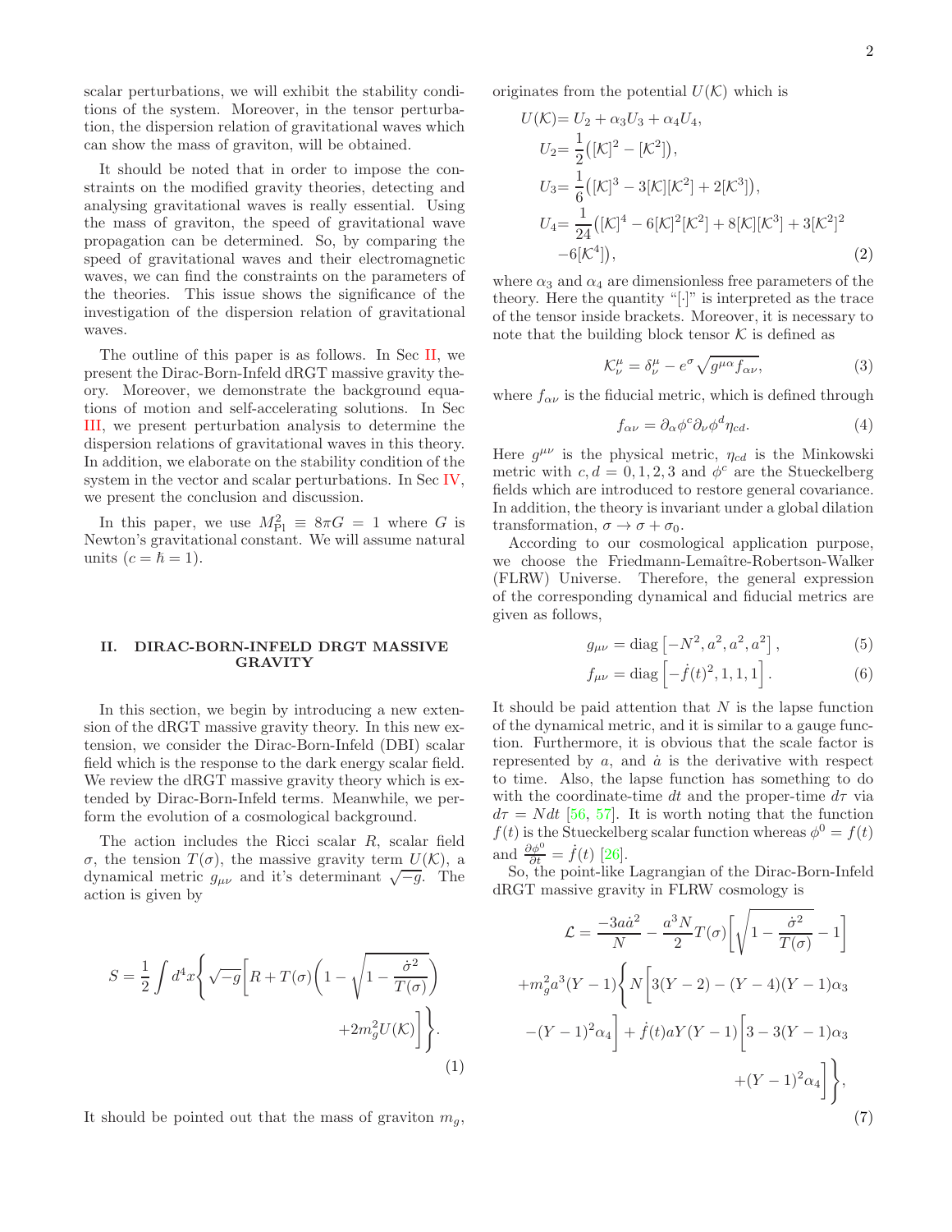scalar perturbations, we will exhibit the stability conditions of the system. Moreover, in the tensor perturbation, the dispersion relation of gravitational waves which can show the mass of graviton, will be obtained.

It should be noted that in order to impose the constraints on the modified gravity theories, detecting and analysing gravitational waves is really essential. Using the mass of graviton, the speed of gravitational wave propagation can be determined. So, by comparing the speed of gravitational waves and their electromagnetic waves, we can find the constraints on the parameters of the theories. This issue shows the significance of the investigation of the dispersion relation of gravitational waves.

The outline of this paper is as follows. In Sec II, we present the Dirac-Born-Infeld dRGT massive gravity theory. Moreover, we demonstrate the background equations of motion and self-accelerating solutions. In Sec III, we present perturbation analysis to determine the dispersion relations of gravitational waves in this theory. In addition, we elaborate on the stability condition of the system in the vector and scalar perturbations. In Sec IV, we present the conclusion and discussion.

In this paper, we use $M_{\rm Pl}^2 \equiv 8\pi G = 1$ where $G$ is Newton's gravitational constant. We will assume natural units ($c = \hbar = 1$).

## II. DIRAC-BORN-INFELD DRGT MASSIVE GRAVITY

In this section, we begin by introducing a new extension of the dRGT massive gravity theory. In this new extension, we consider the Dirac-Born-Infeld (DBI) scalar field which is the response to the dark energy scalar field. We review the dRGT massive gravity theory which is extended by Dirac-Born-Infeld terms. Meanwhile, we perform the evolution of a cosmological background.

The action includes the Ricci scalar $R$, scalar field $\sigma$, the tension $T(\sigma)$, the massive gravity term $U(\mathcal{K})$, a dynamical metric $g_{\mu\nu}$ and it's determinant $\sqrt{-g}$. The action is given by

$$
S = \frac{1}{2}\int d^4x\left\{\sqrt{-g}\left[R + T(\sigma)\left(1 - \sqrt{1-\frac{\dot{\sigma}^2}{T(\sigma)}}\right) + 2m_g^2 U(\mathcal{K})\right]\right\}. \tag{1}
$$

It should be pointed out that the mass of graviton $m_g$, originates from the potential $U(\mathcal{K})$ which is

$$
\begin{aligned}
U(\mathcal{K}) &= U_2 + \alpha_3 U_3 + \alpha_4 U_4,\\
U_2 &= \frac{1}{2}\left([\mathcal{K}]^2 - [\mathcal{K}^2]\right),\\
U_3 &= \frac{1}{6}\left([\mathcal{K}]^3 - 3[\mathcal{K}][\mathcal{K}^2] + 2[\mathcal{K}^3]\right),\\
U_4 &= \frac{1}{24}\left([\mathcal{K}]^4 - 6[\mathcal{K}]^2[\mathcal{K}^2] + 8[\mathcal{K}][\mathcal{K}^3] + 3[\mathcal{K}^2]^2 - 6[\mathcal{K}^4]\right),
\end{aligned} \tag{2}
$$

where $\alpha_3$ and $\alpha_4$ are dimensionless free parameters of the theory. Here the quantity "$[\cdot]$" is interpreted as the trace of the tensor inside brackets. Moreover, it is necessary to note that the building block tensor $\mathcal{K}$ is defined as

$$
\mathcal{K}^\mu_\nu = \delta^\mu_\nu - e^\sigma\sqrt{g^{\mu\alpha}f_{\alpha\nu}}, \tag{3}
$$

where $f_{\alpha\nu}$ is the fiducial metric, which is defined through

$$
f_{\alpha\nu} = \partial_\alpha\phi^c\partial_\nu\phi^d\eta_{cd}. \tag{4}
$$

Here $g^{\mu\nu}$ is the physical metric, $\eta_{cd}$ is the Minkowski metric with $c, d = 0, 1, 2, 3$ and $\phi^c$ are the Stueckelberg fields which are introduced to restore general covariance. In addition, the theory is invariant under a global dilation transformation, $\sigma \to \sigma + \sigma_0$.

According to our cosmological application purpose, we choose the Friedmann-Lemaître-Robertson-Walker (FLRW) Universe. Therefore, the general expression of the corresponding dynamical and fiducial metrics are given as follows,

$$
g_{\mu\nu} = \mathrm{diag}\left[-N^2, a^2, a^2, a^2\right], \tag{5}
$$

$$
f_{\mu\nu} = \mathrm{diag}\left[-\dot{f}(t)^2, 1, 1, 1\right]. \tag{6}
$$

It should be paid attention that $N$ is the lapse function of the dynamical metric, and it is similar to a gauge function. Furthermore, it is obvious that the scale factor is represented by $a$, and $\dot{a}$ is the derivative with respect to time. Also, the lapse function has something to do with the coordinate-time $dt$ and the proper-time $d\tau$ via $d\tau = N dt$ [56, 57]. It is worth noting that the function $f(t)$ is the Stueckelberg scalar function whereas $\phi^0 = f(t)$ and $\frac{\partial\phi^0}{\partial t} = \dot{f}(t)$ [26].

So, the point-like Lagrangian of the Dirac-Born-Infeld dRGT massive gravity in FLRW cosmology is

$$
\begin{aligned}
\mathcal{L} = &\frac{-3a\dot{a}^2}{N} - \frac{a^3N}{2}T(\sigma)\left[\sqrt{1-\frac{\dot{\sigma}^2}{T(\sigma)}} - 1\right]\\
&+ m_g^2 a^3(Y-1)\Bigg\{N\Big[3(Y-2) - (Y-4)(Y-1)\alpha_3\\
&-(Y-1)^2\alpha_4\Big] + \dot{f}(t)aY(Y-1)\Big[3 - 3(Y-1)\alpha_3\\
&+(Y-1)^2\alpha_4\Big]\Bigg\},
\end{aligned} \tag{7}
$$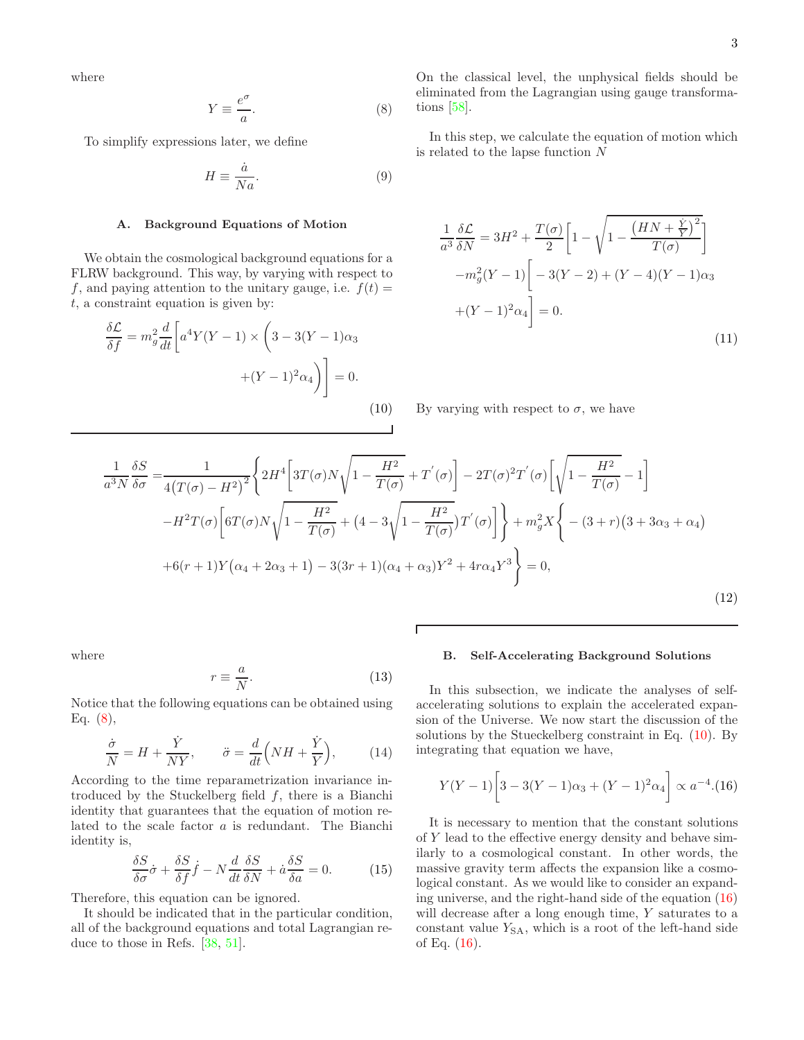where

$$Y \equiv \frac{e^{\sigma}}{a}. \tag{8}$$

To simplify expressions later, we define

$$H \equiv \frac{\dot{a}}{Na}. \tag{9}$$

### A. Background Equations of Motion

We obtain the cosmological background equations for a FLRW background. This way, by varying with respect to $f$, and paying attention to the unitary gauge, i.e. $f(t) = t$, a constraint equation is given by:

$$\frac{\delta \mathcal{L}}{\delta f} = m_g^2 \frac{d}{dt}\Bigg[a^4 Y(Y-1) \times \bigg(3 - 3(Y-1)\alpha_3 + (Y-1)^2\alpha_4\bigg)\Bigg] = 0. \tag{10}$$

On the classical level, the unphysical fields should be eliminated from the Lagrangian using gauge transformations [58].

In this step, we calculate the equation of motion which is related to the lapse function $N$

$$\frac{1}{a^3}\frac{\delta \mathcal{L}}{\delta N} = 3H^2 + \frac{T(\sigma)}{2}\Bigg[1 - \sqrt{1 - \frac{\big(HN + \frac{\dot{Y}}{Y}\big)^2}{T(\sigma)}}\Bigg] - m_g^2(Y-1)\Bigg[-3(Y-2) + (Y-4)(Y-1)\alpha_3 + (Y-1)^2\alpha_4\Bigg] = 0. \tag{11}$$

By varying with respect to $\sigma$, we have

$$\begin{aligned}\frac{1}{a^3 N}\frac{\delta S}{\delta \sigma} =& \frac{1}{4\big(T(\sigma) - H^2\big)^2}\Bigg\{2H^4\Bigg[3T(\sigma)N\sqrt{1 - \frac{H^2}{T(\sigma)}} + T'(\sigma)\Bigg] - 2T(\sigma)^2 T'(\sigma)\Bigg[\sqrt{1 - \frac{H^2}{T(\sigma)}} - 1\Bigg] \\ &- H^2 T(\sigma)\Bigg[6T(\sigma)N\sqrt{1 - \frac{H^2}{T(\sigma)}} + \big(4 - 3\sqrt{1 - \frac{H^2}{T(\sigma)}}\big)T'(\sigma)\Bigg]\Bigg\} + m_g^2 X\Bigg\{-(3+r)\big(3 + 3\alpha_3 + \alpha_4\big) \\ &+ 6(r+1)Y\big(\alpha_4 + 2\alpha_3 + 1\big) - 3(3r+1)(\alpha_4 + \alpha_3)Y^2 + 4r\alpha_4 Y^3\Bigg\} = 0,\end{aligned} \tag{12}$$

where

$$r \equiv \frac{a}{N}. \tag{13}$$

Notice that the following equations can be obtained using Eq. (8),

$$\frac{\dot{\sigma}}{N} = H + \frac{\dot{Y}}{NY}, \qquad \ddot{\sigma} = \frac{d}{dt}\Big(NH + \frac{\dot{Y}}{Y}\Big), \tag{14}$$

According to the time reparametrization invariance introduced by the Stuckelberg field $f$, there is a Bianchi identity that guarantees that the equation of motion related to the scale factor $a$ is redundant. The Bianchi identity is,

$$\frac{\delta S}{\delta \sigma}\dot{\sigma} + \frac{\delta S}{\delta f}\dot{f} - N\frac{d}{dt}\frac{\delta S}{\delta N} + \dot{a}\frac{\delta S}{\delta a} = 0. \tag{15}$$

Therefore, this equation can be ignored.

It should be indicated that in the particular condition, all of the background equations and total Lagrangian reduce to those in Refs. [38, 51].

### B. Self-Accelerating Background Solutions

In this subsection, we indicate the analyses of self-accelerating solutions to explain the accelerated expansion of the Universe. We now start the discussion of the solutions by the Stueckelberg constraint in Eq. (10). By integrating that equation we have,

$$Y(Y-1)\Bigg[3 - 3(Y-1)\alpha_3 + (Y-1)^2\alpha_4\Bigg] \propto a^{-4}. \tag{16}$$

It is necessary to mention that the constant solutions of $Y$ lead to the effective energy density and behave similarly to a cosmological constant. In other words, the massive gravity term affects the expansion like a cosmological constant. As we would like to consider an expanding universe, and the right-hand side of the equation (16) will decrease after a long enough time, $Y$ saturates to a constant value $Y_{\rm SA}$, which is a root of the left-hand side of Eq. (16).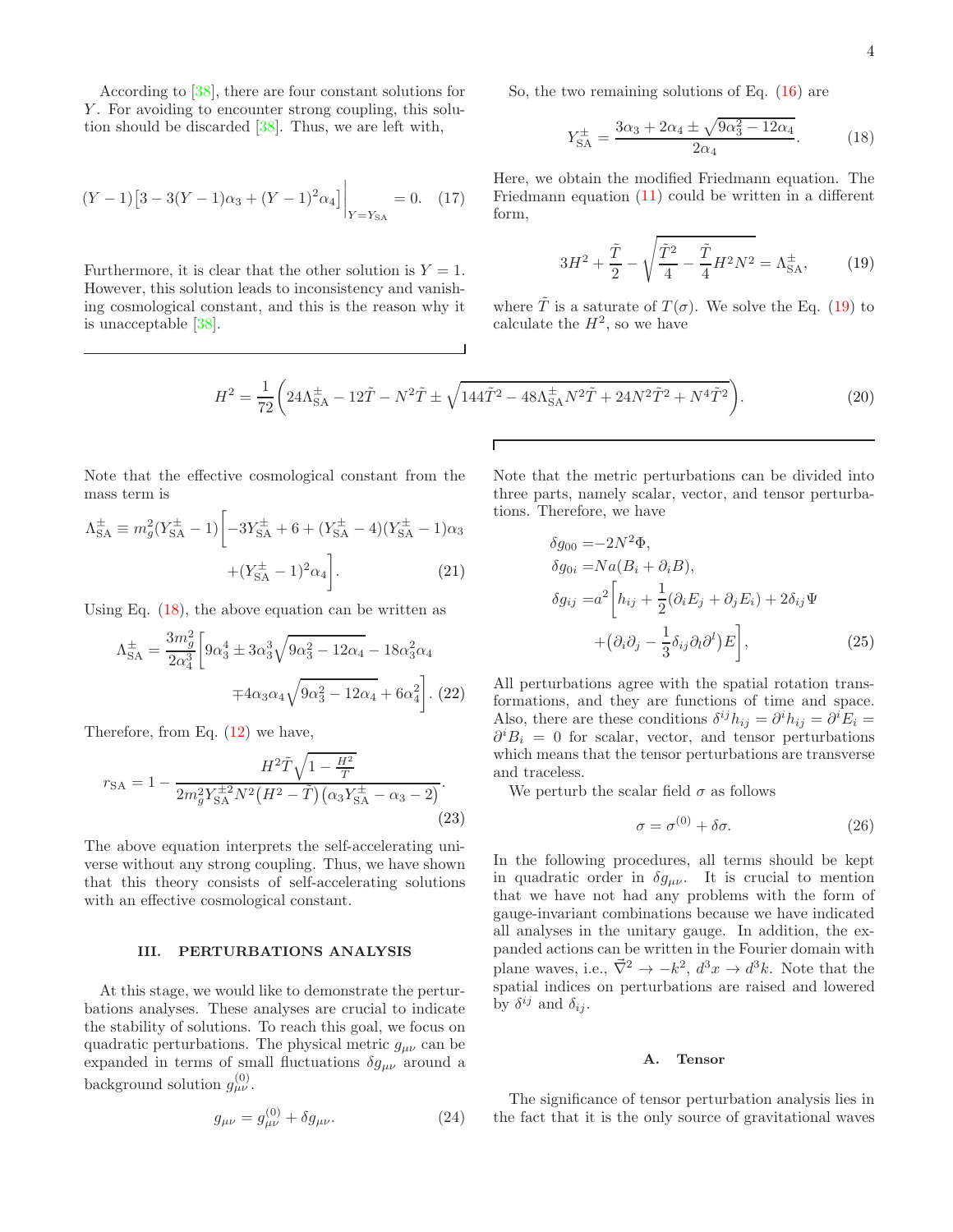According to [38], there are four constant solutions for $Y$. For avoiding to encounter strong coupling, this solution should be discarded [38]. Thus, we are left with,

$$(Y-1)\big[3-3(Y-1)\alpha_3+(Y-1)^2\alpha_4\big]\bigg|_{Y=Y_{\rm SA}}=0. \quad (17)$$

Furthermore, it is clear that the other solution is $Y=1$. However, this solution leads to inconsistency and vanishing cosmological constant, and this is the reason why it is unacceptable [38].

So, the two remaining solutions of Eq. (16) are

$$Y^{\pm}_{\rm SA}=\frac{3\alpha_3+2\alpha_4\pm\sqrt{9\alpha_3^2-12\alpha_4}}{2\alpha_4}. \quad (18)$$

Here, we obtain the modified Friedmann equation. The Friedmann equation (11) could be written in a different form,

$$3H^2+\frac{\tilde{T}}{2}-\sqrt{\frac{\tilde{T}^2}{4}-\frac{\tilde{T}}{4}H^2N^2}=\Lambda^{\pm}_{\rm SA}, \quad (19)$$

where $\tilde{T}$ is a saturate of $T(\sigma)$. We solve the Eq. (19) to calculate the $H^2$, so we have

$$H^2=\frac{1}{72}\left(24\Lambda^{\pm}_{\rm SA}-12\tilde{T}-N^2\tilde{T}\pm\sqrt{144\tilde{T}^2-48\Lambda^{\pm}_{\rm SA}N^2\tilde{T}+24N^2\tilde{T}^2+N^4\tilde{T}^2}\right). \quad (20)$$

Note that the effective cosmological constant from the mass term is

$$\Lambda^{\pm}_{\rm SA}\equiv m_g^2(Y^{\pm}_{\rm SA}-1)\bigg[-3Y^{\pm}_{\rm SA}+6+(Y^{\pm}_{\rm SA}-4)(Y^{\pm}_{\rm SA}-1)\alpha_3+(Y^{\pm}_{\rm SA}-1)^2\alpha_4\bigg]. \quad (21)$$

Using Eq. (18), the above equation can be written as

$$\Lambda^{\pm}_{\rm SA}=\frac{3m_g^2}{2\alpha_4^3}\bigg[9\alpha_3^4\pm3\alpha_3^3\sqrt{9\alpha_3^2-12\alpha_4}-18\alpha_3^2\alpha_4\mp4\alpha_3\alpha_4\sqrt{9\alpha_3^2-12\alpha_4}+6\alpha_4^2\bigg]. \quad (22)$$

Therefore, from Eq. (12) we have,

$$r_{\rm SA}=1-\frac{H^2\tilde{T}\sqrt{1-\frac{H^2}{\tilde{T}}}}{2m_g^2Y^{\pm2}_{\rm SA}N^2\big(H^2-\tilde{T}\big)\big(\alpha_3Y^{\pm}_{\rm SA}-\alpha_3-2\big)}. \quad (23)$$

The above equation interprets the self-accelerating universe without any strong coupling. Thus, we have shown that this theory consists of self-accelerating solutions with an effective cosmological constant.

## III. PERTURBATIONS ANALYSIS

At this stage, we would like to demonstrate the perturbations analyses. These analyses are crucial to indicate the stability of solutions. To reach this goal, we focus on quadratic perturbations. The physical metric $g_{\mu\nu}$ can be expanded in terms of small fluctuations $\delta g_{\mu\nu}$ around a background solution $g^{(0)}_{\mu\nu}$.

$$g_{\mu\nu}=g^{(0)}_{\mu\nu}+\delta g_{\mu\nu}. \quad (24)$$

Note that the metric perturbations can be divided into three parts, namely scalar, vector, and tensor perturbations. Therefore, we have

$$\begin{aligned}\delta g_{00}=&-2N^2\Phi,\\ \delta g_{0i}=&Na(B_i+\partial_iB),\\ \delta g_{ij}=&a^2\bigg[h_{ij}+\frac{1}{2}(\partial_iE_j+\partial_jE_i)+2\delta_{ij}\Psi\\ &+\big(\partial_i\partial_j-\frac{1}{3}\delta_{ij}\partial_l\partial^l\big)E\bigg],\end{aligned} \quad (25)$$

All perturbations agree with the spatial rotation transformations, and they are functions of time and space. Also, there are these conditions $\delta^{ij}h_{ij}=\partial^ih_{ij}=\partial^iE_i=\partial^iB_i=0$ for scalar, vector, and tensor perturbations which means that the tensor perturbations are transverse and traceless.

We perturb the scalar field $\sigma$ as follows

$$\sigma=\sigma^{(0)}+\delta\sigma. \quad (26)$$

In the following procedures, all terms should be kept in quadratic order in $\delta g_{\mu\nu}$. It is crucial to mention that we have not had any problems with the form of gauge-invariant combinations because we have indicated all analyses in the unitary gauge. In addition, the expanded actions can be written in the Fourier domain with plane waves, i.e., $\vec{\nabla}^2\rightarrow-k^2$, $d^3x\rightarrow d^3k$. Note that the spatial indices on perturbations are raised and lowered by $\delta^{ij}$ and $\delta_{ij}$.

### A. Tensor

The significance of tensor perturbation analysis lies in the fact that it is the only source of gravitational waves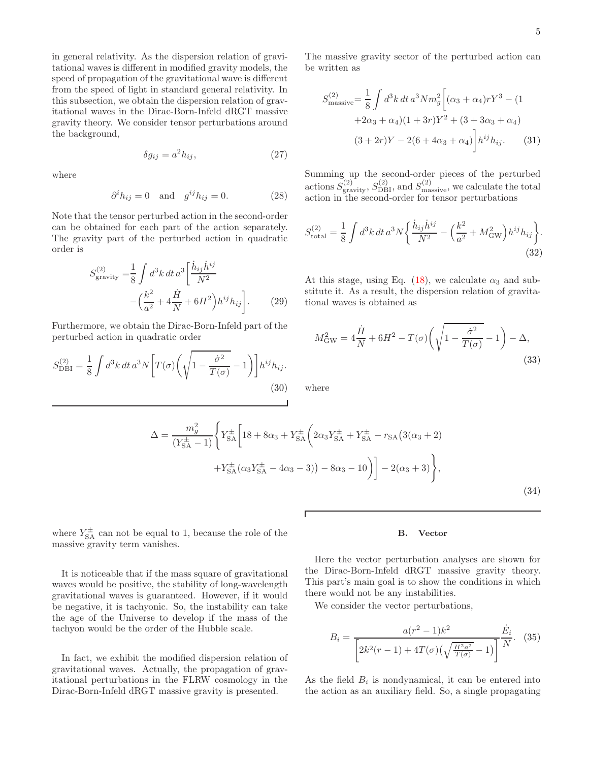in general relativity. As the dispersion relation of gravitational waves is different in modified gravity models, the speed of propagation of the gravitational wave is different from the speed of light in standard general relativity. In this subsection, we obtain the dispersion relation of gravitational waves in the Dirac-Born-Infeld dRGT massive gravity theory. We consider tensor perturbations around the background,

$$\delta g_{ij} = a^2 h_{ij}, \tag{27}$$

where

$$\partial^i h_{ij} = 0 \quad \text{and} \quad g^{ij} h_{ij} = 0. \tag{28}$$

Note that the tensor perturbed action in the second-order can be obtained for each part of the action separately. The gravity part of the perturbed action in quadratic order is

$$S^{(2)}_{\text{gravity}} = \frac{1}{8}\int d^3k\, dt\, a^3 \bigg[\frac{\dot{h}_{ij}\dot{h}^{ij}}{N^2} - \Big(\frac{k^2}{a^2} + 4\frac{\dot{H}}{N} + 6H^2\Big) h^{ij} h_{ij}\bigg]. \tag{29}$$

Furthermore, we obtain the Dirac-Born-Infeld part of the perturbed action in quadratic order

$$S^{(2)}_{\text{DBI}} = \frac{1}{8}\int d^3k\, dt\, a^3 N \bigg[T(\sigma)\bigg(\sqrt{1-\frac{\dot{\sigma}^2}{T(\sigma)}} - 1\bigg)\bigg] h^{ij} h_{ij}. \tag{30}$$

The massive gravity sector of the perturbed action can be written as

$$S^{(2)}_{\text{massive}} = \frac{1}{8}\int d^3k\, dt\, a^3 N m_g^2 \bigg[(\alpha_3+\alpha_4) r Y^3 - (1 + 2\alpha_3 + \alpha_4)(1+3r) Y^2 + (3+3\alpha_3+\alpha_4)(3+2r) Y - 2(6+4\alpha_3+\alpha_4)\bigg] h^{ij} h_{ij}. \tag{31}$$

Summing up the second-order pieces of the perturbed actions $S^{(2)}_{\text{gravity}}$, $S^{(2)}_{\text{DBI}}$, and $S^{(2)}_{\text{massive}}$, we calculate the total action in the second-order for tensor perturbations

$$S^{(2)}_{\text{total}} = \frac{1}{8}\int d^3k\, dt\, a^3 N \bigg\{\frac{\dot{h}_{ij}\dot{h}^{ij}}{N^2} - \Big(\frac{k^2}{a^2} + M^2_{\text{GW}}\Big) h^{ij} h_{ij}\bigg\}. \tag{32}$$

At this stage, using Eq. (18), we calculate $\alpha_3$ and substitute it. As a result, the dispersion relation of gravitational waves is obtained as

$$M^2_{\text{GW}} = 4\frac{\dot{H}}{N} + 6H^2 - T(\sigma)\bigg(\sqrt{1-\frac{\dot{\sigma}^2}{T(\sigma)}} - 1\bigg) - \Delta, \tag{33}$$

where

$$\Delta = \frac{m_g^2}{(Y^{\pm}_{\text{SA}}-1)}\bigg\{Y^{\pm}_{\text{SA}}\bigg[18 + 8\alpha_3 + Y^{\pm}_{\text{SA}}\bigg(2\alpha_3 Y^{\pm}_{\text{SA}} + Y^{\pm}_{\text{SA}} - r_{\text{SA}}\big(3(\alpha_3+2) + Y^{\pm}_{\text{SA}}(\alpha_3 Y^{\pm}_{\text{SA}} - 4\alpha_3 - 3)\big) - 8\alpha_3 - 10\bigg)\bigg] - 2(\alpha_3+3)\bigg\}, \tag{34}$$

where $Y^{\pm}_{\text{SA}}$ can not be equal to 1, because the role of the massive gravity term vanishes.

It is noticeable that if the mass square of gravitational waves would be positive, the stability of long-wavelength gravitational waves is guaranteed. However, if it would be negative, it is tachyonic. So, the instability can take the age of the Universe to develop if the mass of the tachyon would be the order of the Hubble scale.

In fact, we exhibit the modified dispersion relation of gravitational waves. Actually, the propagation of gravitational perturbations in the FLRW cosmology in the Dirac-Born-Infeld dRGT massive gravity is presented.

## B. Vector

Here the vector perturbation analyses are shown for the Dirac-Born-Infeld dRGT massive gravity theory. This part's main goal is to show the conditions in which there would not be any instabilities.

We consider the vector perturbations,

$$B_i = \frac{a(r^2-1)k^2}{\bigg[2k^2(r-1) + 4T(\sigma)\Big(\sqrt{\frac{H^2a^2}{T(\sigma)}} - 1\Big)\bigg]}\frac{\dot{E}_i}{N}. \tag{35}$$

As the field $B_i$ is nondynamical, it can be entered into the action as an auxiliary field. So, a single propagating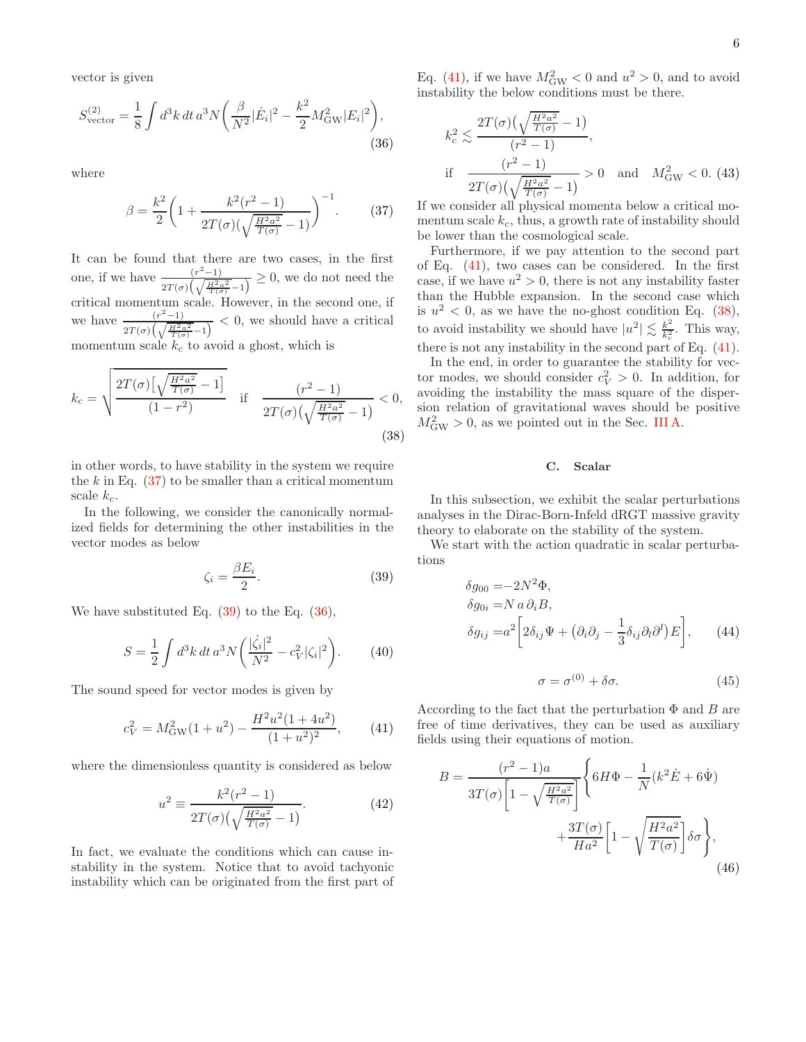vector is given

$$S^{(2)}_{\rm vector} = \frac{1}{8}\int d^3k\, dt\, a^3 N\left(\frac{\beta}{N^2}|\dot{E}_i|^2 - \frac{k^2}{2}M^2_{\rm GW}|E_i|^2\right), \tag{36}$$

where

$$\beta = \frac{k^2}{2}\left(1 + \frac{k^2(r^2-1)}{2T(\sigma)(\sqrt{\frac{H^2a^2}{T(\sigma)}}-1)}\right)^{-1}. \tag{37}$$

It can be found that there are two cases, in the first one, if we have $\frac{(r^2-1)}{2T(\sigma)\left(\sqrt{\frac{H^2a^2}{T(\sigma)}}-1\right)} \geq 0$, we do not need the critical momentum scale. However, in the second one, if we have $\frac{(r^2-1)}{2T(\sigma)\left(\sqrt{\frac{H^2a^2}{T(\sigma)}}-1\right)} < 0$, we should have a critical momentum scale $k_c$ to avoid a ghost, which is

$$k_c = \sqrt{\frac{2T(\sigma)\left[\sqrt{\frac{H^2a^2}{T(\sigma)}}-1\right]}{(1-r^2)}} \quad \text{if} \quad \frac{(r^2-1)}{2T(\sigma)\left(\sqrt{\frac{H^2a^2}{T(\sigma)}}-1\right)} < 0, \tag{38}$$

in other words, to have stability in the system we require the $k$ in Eq. (37) to be smaller than a critical momentum scale $k_c$.

In the following, we consider the canonically normalized fields for determining the other instabilities in the vector modes as below

$$\zeta_i = \frac{\beta E_i}{2}. \tag{39}$$

We have substituted Eq. (39) to the Eq. (36),

$$S = \frac{1}{2}\int d^3k\, dt\, a^3 N\left(\frac{|\dot{\zeta}_i|^2}{N^2} - c_V^2|\zeta_i|^2\right). \tag{40}$$

The sound speed for vector modes is given by

$$c_V^2 = M^2_{\rm GW}(1+u^2) - \frac{H^2u^2(1+4u^2)}{(1+u^2)^2}, \tag{41}$$

where the dimensionless quantity is considered as below

$$u^2 \equiv \frac{k^2(r^2-1)}{2T(\sigma)\left(\sqrt{\frac{H^2a^2}{T(\sigma)}}-1\right)}. \tag{42}$$

In fact, we evaluate the conditions which can cause instability in the system. Notice that to avoid tachyonic instability which can be originated from the first part of Eq. (41), if we have $M^2_{\rm GW} < 0$ and $u^2 > 0$, and to avoid instability the below conditions must be there.

$$k_c^2 \lesssim \frac{2T(\sigma)\left(\sqrt{\frac{H^2a^2}{T(\sigma)}}-1\right)}{(r^2-1)},$$
$$\text{if} \quad \frac{(r^2-1)}{2T(\sigma)\left(\sqrt{\frac{H^2a^2}{T(\sigma)}}-1\right)} > 0 \quad \text{and} \quad M^2_{\rm GW} < 0. \tag{43}$$

If we consider all physical momenta below a critical momentum scale $k_c$, thus, a growth rate of instability should be lower than the cosmological scale.

Furthermore, if we pay attention to the second part of Eq. (41), two cases can be considered. In the first case, if we have $u^2 > 0$, there is not any instability faster than the Hubble expansion. In the second case which is $u^2 < 0$, as we have the no-ghost condition Eq. (38), to avoid instability we should have $|u^2| \lesssim \frac{k^2}{k_c^2}$. This way, there is not any instability in the second part of Eq. (41).

In the end, in order to guarantee the stability for vector modes, we should consider $c_V^2 > 0$. In addition, for avoiding the instability the mass square of the dispersion relation of gravitational waves should be positive $M^2_{\rm GW} > 0$, as we pointed out in the Sec. III A.

### C. Scalar

In this subsection, we exhibit the scalar perturbations analyses in the Dirac-Born-Infeld dRGT massive gravity theory to elaborate on the stability of the system.

We start with the action quadratic in scalar perturbations

$$\begin{aligned}
\delta g_{00} &= -2N^2\Phi, \\
\delta g_{0i} &= N\, a\, \partial_i B, \\
\delta g_{ij} &= a^2\left[2\delta_{ij}\Psi + \left(\partial_i\partial_j - \frac{1}{3}\delta_{ij}\partial_l\partial^l\right)E\right],
\end{aligned} \tag{44}$$

$$\sigma = \sigma^{(0)} + \delta\sigma. \tag{45}$$

According to the fact that the perturbation $\Phi$ and $B$ are free of time derivatives, they can be used as auxiliary fields using their equations of motion.

$$B = \frac{(r^2-1)a}{3T(\sigma)\left[1-\sqrt{\frac{H^2a^2}{T(\sigma)}}\right]}\left\{6H\Phi - \frac{1}{N}(k^2\dot{E} + 6\dot{\Psi}) + \frac{3T(\sigma)}{Ha^2}\left[1-\sqrt{\frac{H^2a^2}{T(\sigma)}}\right]\delta\sigma\right\}, \tag{46}$$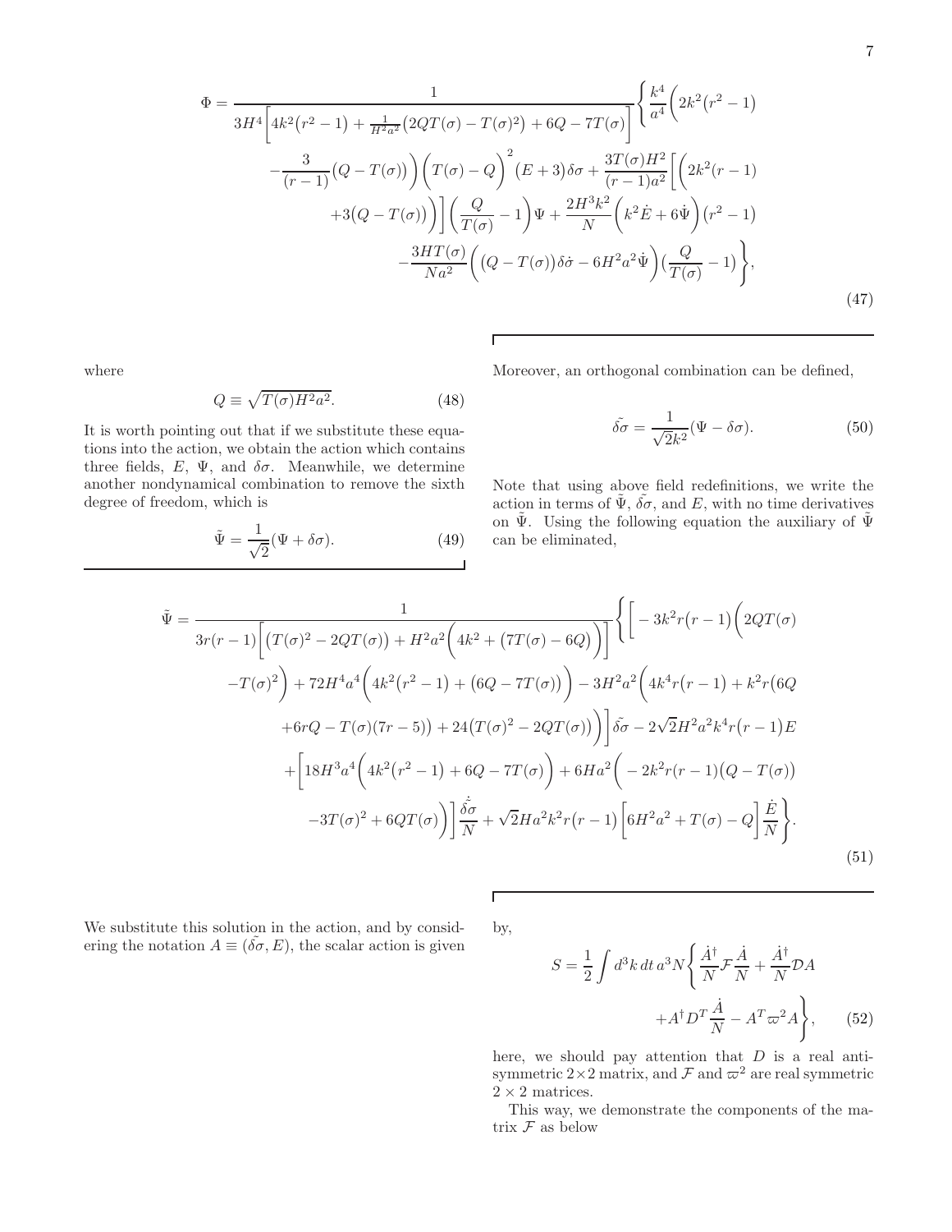$$
\Phi = \frac{1}{3H^4\left[4k^2\left(r^2-1\right)+\frac{1}{H^2a^2}\left(2QT(\sigma)-T(\sigma)^2\right)+6Q-7T(\sigma)\right]}\Bigg\{\frac{k^4}{a^4}\bigg(2k^2\left(r^2-1\right)
-\frac{3}{(r-1)}\left(Q-T(\sigma)\right)\bigg)\left(T(\sigma)-Q\right)^2\left(E+3\right)\delta\sigma+\frac{3T(\sigma)H^2}{(r-1)a^2}\bigg[\bigg(2k^2(r-1)
+3\left(Q-T(\sigma)\right)\bigg)\bigg]\left(\frac{Q}{T(\sigma)}-1\right)\Psi+\frac{2H^3k^2}{N}\left(k^2\dot{E}+6\dot{\Psi}\right)\left(r^2-1\right)
-\frac{3HT(\sigma)}{Na^2}\bigg(\left(Q-T(\sigma)\right)\dot{\delta\sigma}-6H^2a^2\dot{\Psi}\bigg)\left(\frac{Q}{T(\sigma)}-1\right)\Bigg\},
\tag{47}
$$

where

$$
Q \equiv \sqrt{T(\sigma)H^2a^2}. \tag{48}
$$

It is worth pointing out that if we substitute these equations into the action, we obtain the action which contains three fields, $E$, $\Psi$, and $\delta\sigma$. Meanwhile, we determine another nondynamical combination to remove the sixth degree of freedom, which is

$$
\tilde{\Psi} = \frac{1}{\sqrt{2}}(\Psi+\delta\sigma). \tag{49}
$$

Moreover, an orthogonal combination can be defined,

$$
\tilde{\delta\sigma} = \frac{1}{\sqrt{2}k^2}(\Psi-\delta\sigma). \tag{50}
$$

Note that using above field redefinitions, we write the action in terms of $\tilde{\Psi}$, $\tilde{\delta\sigma}$, and $E$, with no time derivatives on $\tilde{\Psi}$. Using the following equation the auxiliary of $\tilde{\Psi}$ can be eliminated,

$$
\tilde{\Psi} = \frac{1}{3r(r-1)\left[\left(T(\sigma)^2-2QT(\sigma)\right)+H^2a^2\left(4k^2+\left(7T(\sigma)-6Q\right)\right)\right]}\Bigg\{\bigg[-3k^2r\left(r-1\right)\bigg(2QT(\sigma)
-T(\sigma)^2\bigg)+72H^4a^4\bigg(4k^2\left(r^2-1\right)+\left(6Q-7T(\sigma)\right)\bigg)-3H^2a^2\bigg(4k^4r\left(r-1\right)+k^2r\big(6Q
+6rQ-T(\sigma)(7r-5)\big)+24\left(T(\sigma)^2-2QT(\sigma)\right)\bigg)\bigg]\tilde{\delta\sigma}-2\sqrt{2}H^2a^2k^4r\left(r-1\right)E
+\bigg[18H^3a^4\bigg(4k^2\left(r^2-1\right)+6Q-7T(\sigma)\bigg)+6Ha^2\bigg(-2k^2r(r-1)\left(Q-T(\sigma)\right)
-3T(\sigma)^2+6QT(\sigma)\bigg)\bigg]\frac{\dot{\tilde{\delta\sigma}}}{N}+\sqrt{2}Ha^2k^2r\left(r-1\right)\bigg[6H^2a^2+T(\sigma)-Q\bigg]\frac{\dot{E}}{N}\Bigg\}.
\tag{51}
$$

We substitute this solution in the action, and by considering the notation $A \equiv (\tilde{\delta\sigma}, E)$, the scalar action is given by,

$$
S = \frac{1}{2}\int d^3k\,dt\,a^3N\left\{\frac{\dot{A}^\dagger}{N}\mathcal{F}\frac{\dot{A}}{N}+\frac{\dot{A}^\dagger}{N}\mathcal{D}A
+A^\dagger D^T\frac{\dot{A}}{N}-A^T\varpi^2A\right\}, \tag{52}
$$

here, we should pay attention that $D$ is a real anti-symmetric $2\times2$ matrix, and $\mathcal{F}$ and $\varpi^2$ are real symmetric $2\times2$ matrices.

This way, we demonstrate the components of the matrix $\mathcal{F}$ as below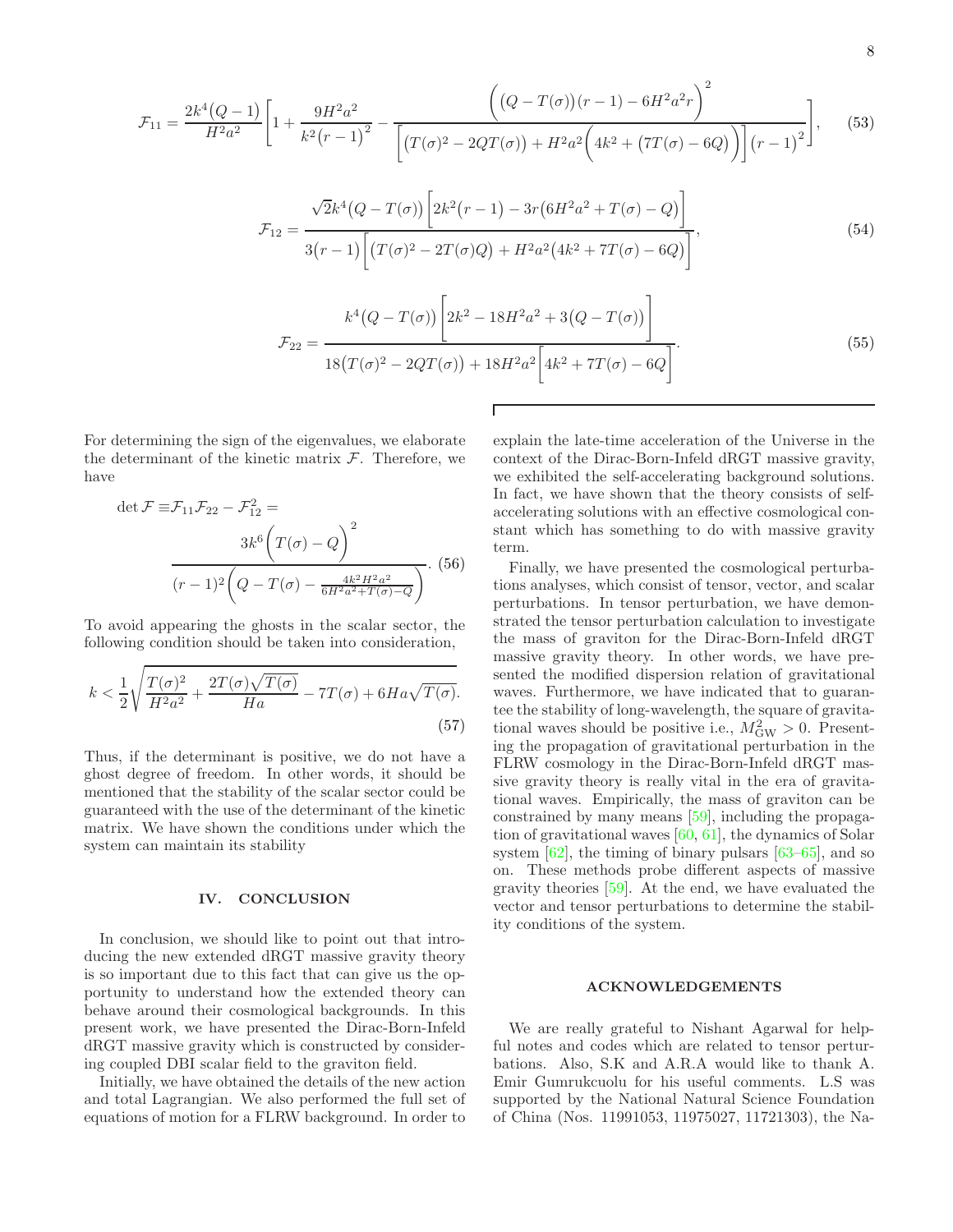$$\mathcal{F}_{11} = \frac{2k^4\big(Q-1\big)}{H^2a^2}\left[1 + \frac{9H^2a^2}{k^2\big(r-1\big)^2} - \frac{\Big(\big(Q-T(\sigma)\big)(r-1) - 6H^2a^2r\Big)^2}{\Big[\big(T(\sigma)^2 - 2QT(\sigma)\big) + H^2a^2\Big(4k^2 + \big(7T(\sigma) - 6Q\big)\Big)\Big]\big(r-1\big)^2}\right], \quad (53)$$

$$\mathcal{F}_{12} = \frac{\sqrt{2}k^4\big(Q - T(\sigma)\big)\Big[2k^2\big(r-1\big) - 3r\big(6H^2a^2 + T(\sigma) - Q\big)\Big]}{3\big(r-1\big)\Big[\big(T(\sigma)^2 - 2T(\sigma)Q\big) + H^2a^2\big(4k^2 + 7T(\sigma) - 6Q\big)\Big]}, \quad (54)$$

$$\mathcal{F}_{22} = \frac{k^4\big(Q - T(\sigma)\big)\Big[2k^2 - 18H^2a^2 + 3\big(Q - T(\sigma)\big)\Big]}{18\big(T(\sigma)^2 - 2QT(\sigma)\big) + 18H^2a^2\Big[4k^2 + 7T(\sigma) - 6Q\Big]}. \quad (55)$$

For determining the sign of the eigenvalues, we elaborate the determinant of the kinetic matrix $\mathcal{F}$. Therefore, we have

$$\det\mathcal{F} \equiv \mathcal{F}_{11}\mathcal{F}_{22} - \mathcal{F}_{12}^2 = \frac{3k^6\Big(T(\sigma) - Q\Big)^2}{(r-1)^2\Big(Q - T(\sigma) - \frac{4k^2H^2a^2}{6H^2a^2 + T(\sigma) - Q}\Big)}. \quad (56)$$

To avoid appearing the ghosts in the scalar sector, the following condition should be taken into consideration,

$$k < \frac{1}{2}\sqrt{\frac{T(\sigma)^2}{H^2a^2} + \frac{2T(\sigma)\sqrt{T(\sigma)}}{Ha} - 7T(\sigma) + 6Ha\sqrt{T(\sigma)}}. \quad (57)$$

Thus, if the determinant is positive, we do not have a ghost degree of freedom. In other words, it should be mentioned that the stability of the scalar sector could be guaranteed with the use of the determinant of the kinetic matrix. We have shown the conditions under which the system can maintain its stability

## IV. CONCLUSION

In conclusion, we should like to point out that introducing the new extended dRGT massive gravity theory is so important due to this fact that can give us the opportunity to understand how the extended theory can behave around their cosmological backgrounds. In this present work, we have presented the Dirac-Born-Infeld dRGT massive gravity which is constructed by considering coupled DBI scalar field to the graviton field.

Initially, we have obtained the details of the new action and total Lagrangian. We also performed the full set of equations of motion for a FLRW background. In order to explain the late-time acceleration of the Universe in the context of the Dirac-Born-Infeld dRGT massive gravity, we exhibited the self-accelerating background solutions. In fact, we have shown that the theory consists of self-accelerating solutions with an effective cosmological constant which has something to do with massive gravity term.

Finally, we have presented the cosmological perturbations analyses, which consist of tensor, vector, and scalar perturbations. In tensor perturbation, we have demonstrated the tensor perturbation calculation to investigate the mass of graviton for the Dirac-Born-Infeld dRGT massive gravity theory. In other words, we have presented the modified dispersion relation of gravitational waves. Furthermore, we have indicated that to guarantee the stability of long-wavelength, the square of gravitational waves should be positive i.e., $M_{\rm GW}^2 > 0$. Presenting the propagation of gravitational perturbation in the FLRW cosmology in the Dirac-Born-Infeld dRGT massive gravity theory is really vital in the era of gravitational waves. Empirically, the mass of graviton can be constrained by many means [59], including the propagation of gravitational waves [60, 61], the dynamics of Solar system [62], the timing of binary pulsars [63–65], and so on. These methods probe different aspects of massive gravity theories [59]. At the end, we have evaluated the vector and tensor perturbations to determine the stability conditions of the system.

## ACKNOWLEDGEMENTS

We are really grateful to Nishant Agarwal for helpful notes and codes which are related to tensor perturbations. Also, S.K and A.R.A would like to thank A. Emir Gumrukcuolu for his useful comments. L.S was supported by the National Natural Science Foundation of China (Nos. 11991053, 11975027, 11721303), the Na-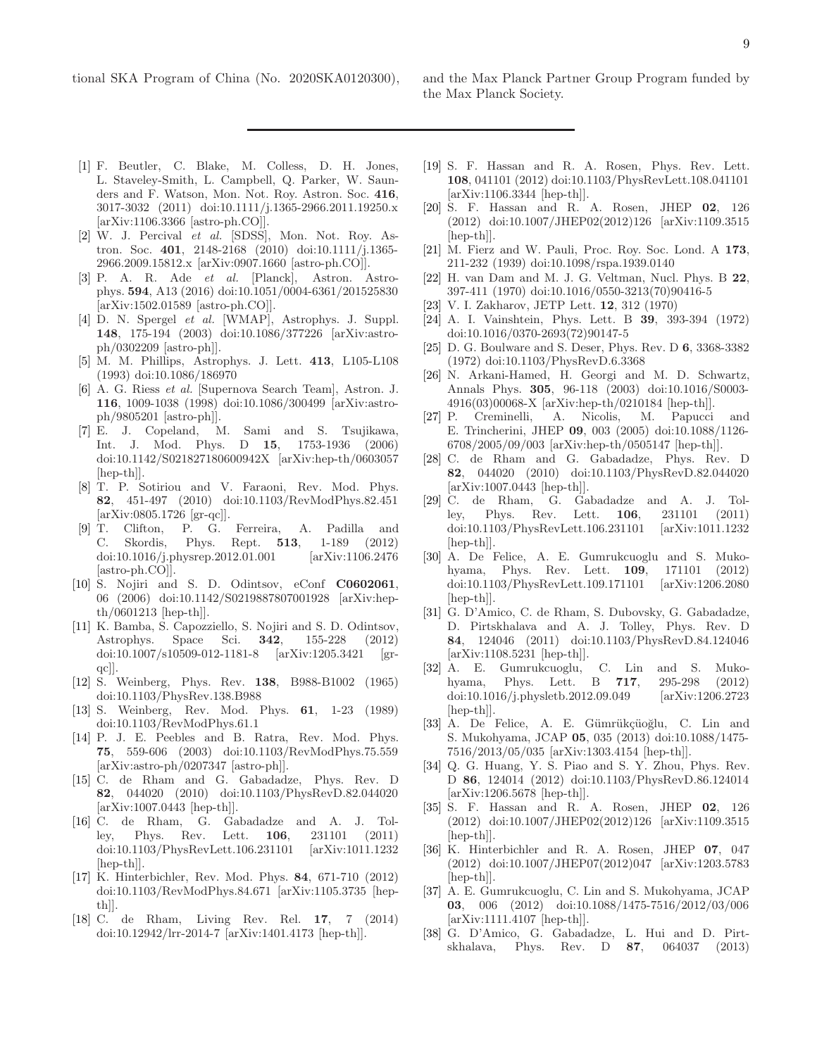tional SKA Program of China (No. 2020SKA0120300), and the Max Planck Partner Group Program funded by the Max Planck Society.

---

[1] F. Beutler, C. Blake, M. Colless, D. H. Jones, L. Staveley-Smith, L. Campbell, Q. Parker, W. Saunders and F. Watson, Mon. Not. Roy. Astron. Soc. **416**, 3017-3032 (2011) doi:10.1111/j.1365-2966.2011.19250.x [arXiv:1106.3366 [astro-ph.CO]].

[2] W. J. Percival *et al.* [SDSS], Mon. Not. Roy. Astron. Soc. **401**, 2148-2168 (2010) doi:10.1111/j.1365-2966.2009.15812.x [arXiv:0907.1660 [astro-ph.CO]].

[3] P. A. R. Ade *et al.* [Planck], Astron. Astrophys. **594**, A13 (2016) doi:10.1051/0004-6361/201525830 [arXiv:1502.01589 [astro-ph.CO]].

[4] D. N. Spergel *et al.* [WMAP], Astrophys. J. Suppl. **148**, 175-194 (2003) doi:10.1086/377226 [arXiv:astro-ph/0302209 [astro-ph]].

[5] M. M. Phillips, Astrophys. J. Lett. **413**, L105-L108 (1993) doi:10.1086/186970

[6] A. G. Riess *et al.* [Supernova Search Team], Astron. J. **116**, 1009-1038 (1998) doi:10.1086/300499 [arXiv:astro-ph/9805201 [astro-ph]].

[7] E. J. Copeland, M. Sami and S. Tsujikawa, Int. J. Mod. Phys. D **15**, 1753-1936 (2006) doi:10.1142/S021827180600942X [arXiv:hep-th/0603057 [hep-th]].

[8] T. P. Sotiriou and V. Faraoni, Rev. Mod. Phys. **82**, 451-497 (2010) doi:10.1103/RevModPhys.82.451 [arXiv:0805.1726 [gr-qc]].

[9] T. Clifton, P. G. Ferreira, A. Padilla and C. Skordis, Phys. Rept. **513**, 1-189 (2012) doi:10.1016/j.physrep.2012.01.001 [arXiv:1106.2476 [astro-ph.CO]].

[10] S. Nojiri and S. D. Odintsov, eConf **C0602061**, 06 (2006) doi:10.1142/S0219887807001928 [arXiv:hep-th/0601213 [hep-th]].

[11] K. Bamba, S. Capozziello, S. Nojiri and S. D. Odintsov, Astrophys. Space Sci. **342**, 155-228 (2012) doi:10.1007/s10509-012-1181-8 [arXiv:1205.3421 [gr-qc]].

[12] S. Weinberg, Phys. Rev. **138**, B988-B1002 (1965) doi:10.1103/PhysRev.138.B988

[13] S. Weinberg, Rev. Mod. Phys. **61**, 1-23 (1989) doi:10.1103/RevModPhys.61.1

[14] P. J. E. Peebles and B. Ratra, Rev. Mod. Phys. **75**, 559-606 (2003) doi:10.1103/RevModPhys.75.559 [arXiv:astro-ph/0207347 [astro-ph]].

[15] C. de Rham and G. Gabadadze, Phys. Rev. D **82**, 044020 (2010) doi:10.1103/PhysRevD.82.044020 [arXiv:1007.0443 [hep-th]].

[16] C. de Rham, G. Gabadadze and A. J. Tolley, Phys. Rev. Lett. **106**, 231101 (2011) doi:10.1103/PhysRevLett.106.231101 [arXiv:1011.1232 [hep-th]].

[17] K. Hinterbichler, Rev. Mod. Phys. **84**, 671-710 (2012) doi:10.1103/RevModPhys.84.671 [arXiv:1105.3735 [hep-th]].

[18] C. de Rham, Living Rev. Rel. **17**, 7 (2014) doi:10.12942/lrr-2014-7 [arXiv:1401.4173 [hep-th]].

[19] S. F. Hassan and R. A. Rosen, Phys. Rev. Lett. **108**, 041101 (2012) doi:10.1103/PhysRevLett.108.041101 [arXiv:1106.3344 [hep-th]].

[20] S. F. Hassan and R. A. Rosen, JHEP **02**, 126 (2012) doi:10.1007/JHEP02(2012)126 [arXiv:1109.3515 [hep-th]].

[21] M. Fierz and W. Pauli, Proc. Roy. Soc. Lond. A **173**, 211-232 (1939) doi:10.1098/rspa.1939.0140

[22] H. van Dam and M. J. G. Veltman, Nucl. Phys. B **22**, 397-411 (1970) doi:10.1016/0550-3213(70)90416-5

[23] V. I. Zakharov, JETP Lett. **12**, 312 (1970)

[24] A. I. Vainshtein, Phys. Lett. B **39**, 393-394 (1972) doi:10.1016/0370-2693(72)90147-5

[25] D. G. Boulware and S. Deser, Phys. Rev. D **6**, 3368-3382 (1972) doi:10.1103/PhysRevD.6.3368

[26] N. Arkani-Hamed, H. Georgi and M. D. Schwartz, Annals Phys. **305**, 96-118 (2003) doi:10.1016/S0003-4916(03)00068-X [arXiv:hep-th/0210184 [hep-th]].

[27] P. Creminelli, A. Nicolis, M. Papucci and E. Trincherini, JHEP **09**, 003 (2005) doi:10.1088/1126-6708/2005/09/003 [arXiv:hep-th/0505147 [hep-th]].

[28] C. de Rham and G. Gabadadze, Phys. Rev. D **82**, 044020 (2010) doi:10.1103/PhysRevD.82.044020 [arXiv:1007.0443 [hep-th]].

[29] C. de Rham, G. Gabadadze and A. J. Tolley, Phys. Rev. Lett. **106**, 231101 (2011) doi:10.1103/PhysRevLett.106.231101 [arXiv:1011.1232 [hep-th]].

[30] A. De Felice, A. E. Gumrukcuoglu and S. Mukohyama, Phys. Rev. Lett. **109**, 171101 (2012) doi:10.1103/PhysRevLett.109.171101 [arXiv:1206.2080 [hep-th]].

[31] G. D'Amico, C. de Rham, S. Dubovsky, G. Gabadadze, D. Pirtskhalava and A. J. Tolley, Phys. Rev. D **84**, 124046 (2011) doi:10.1103/PhysRevD.84.124046 [arXiv:1108.5231 [hep-th]].

[32] A. E. Gumrukcuoglu, C. Lin and S. Mukohyama, Phys. Lett. B **717**, 295-298 (2012) doi:10.1016/j.physletb.2012.09.049 [arXiv:1206.2723 [hep-th]].

[33] A. De Felice, A. E. Gümrükçüoğlu, C. Lin and S. Mukohyama, JCAP **05**, 035 (2013) doi:10.1088/1475-7516/2013/05/035 [arXiv:1303.4154 [hep-th]].

[34] Q. G. Huang, Y. S. Piao and S. Y. Zhou, Phys. Rev. D **86**, 124014 (2012) doi:10.1103/PhysRevD.86.124014 [arXiv:1206.5678 [hep-th]].

[35] S. F. Hassan and R. A. Rosen, JHEP **02**, 126 (2012) doi:10.1007/JHEP02(2012)126 [arXiv:1109.3515 [hep-th]].

[36] K. Hinterbichler and R. A. Rosen, JHEP **07**, 047 (2012) doi:10.1007/JHEP07(2012)047 [arXiv:1203.5783 [hep-th]].

[37] A. E. Gumrukcuoglu, C. Lin and S. Mukohyama, JCAP **03**, 006 (2012) doi:10.1088/1475-7516/2012/03/006 [arXiv:1111.4107 [hep-th]].

[38] G. D'Amico, G. Gabadadze, L. Hui and D. Pirtskhalava, Phys. Rev. D **87**, 064037 (2013)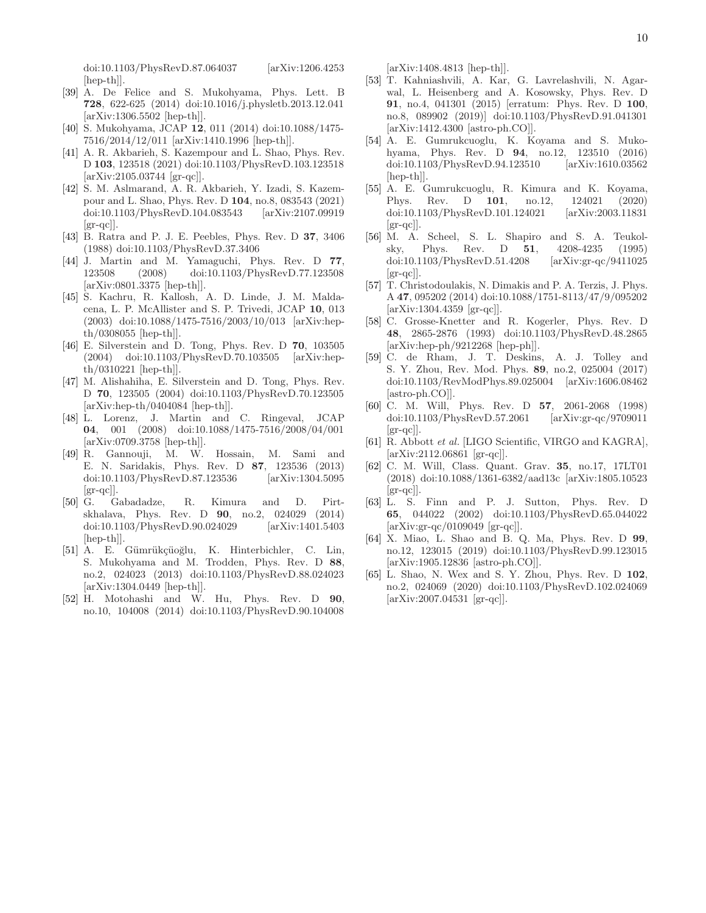doi:10.1103/PhysRevD.87.064037 [arXiv:1206.4253 [hep-th]].

[39] A. De Felice and S. Mukohyama, Phys. Lett. B **728**, 622-625 (2014) doi:10.1016/j.physletb.2013.12.041 [arXiv:1306.5502 [hep-th]].

[40] S. Mukohyama, JCAP **12**, 011 (2014) doi:10.1088/1475-7516/2014/12/011 [arXiv:1410.1996 [hep-th]].

[41] A. R. Akbarieh, S. Kazempour and L. Shao, Phys. Rev. D **103**, 123518 (2021) doi:10.1103/PhysRevD.103.123518 [arXiv:2105.03744 [gr-qc]].

[42] S. M. Aslmarand, A. R. Akbarieh, Y. Izadi, S. Kazempour and L. Shao, Phys. Rev. D **104**, no.8, 083543 (2021) doi:10.1103/PhysRevD.104.083543 [arXiv:2107.09919 [gr-qc]].

[43] B. Ratra and P. J. E. Peebles, Phys. Rev. D **37**, 3406 (1988) doi:10.1103/PhysRevD.37.3406

[44] J. Martin and M. Yamaguchi, Phys. Rev. D **77**, 123508 (2008) doi:10.1103/PhysRevD.77.123508 [arXiv:0801.3375 [hep-th]].

[45] S. Kachru, R. Kallosh, A. D. Linde, J. M. Maldacena, L. P. McAllister and S. P. Trivedi, JCAP **10**, 013 (2003) doi:10.1088/1475-7516/2003/10/013 [arXiv:hep-th/0308055 [hep-th]].

[46] E. Silverstein and D. Tong, Phys. Rev. D **70**, 103505 (2004) doi:10.1103/PhysRevD.70.103505 [arXiv:hep-th/0310221 [hep-th]].

[47] M. Alishahiha, E. Silverstein and D. Tong, Phys. Rev. D **70**, 123505 (2004) doi:10.1103/PhysRevD.70.123505 [arXiv:hep-th/0404084 [hep-th]].

[48] L. Lorenz, J. Martin and C. Ringeval, JCAP **04**, 001 (2008) doi:10.1088/1475-7516/2008/04/001 [arXiv:0709.3758 [hep-th]].

[49] R. Gannouji, M. W. Hossain, M. Sami and E. N. Saridakis, Phys. Rev. D **87**, 123536 (2013) doi:10.1103/PhysRevD.87.123536 [arXiv:1304.5095 [gr-qc]].

[50] G. Gabadadze, R. Kimura and D. Pirtskhalava, Phys. Rev. D **90**, no.2, 024029 (2014) doi:10.1103/PhysRevD.90.024029 [arXiv:1401.5403 [hep-th]].

[51] A. E. Gümrükçüoğlu, K. Hinterbichler, C. Lin, S. Mukohyama and M. Trodden, Phys. Rev. D **88**, no.2, 024023 (2013) doi:10.1103/PhysRevD.88.024023 [arXiv:1304.0449 [hep-th]].

[52] H. Motohashi and W. Hu, Phys. Rev. D **90**, no.10, 104008 (2014) doi:10.1103/PhysRevD.90.104008 [arXiv:1408.4813 [hep-th]].

[53] T. Kahniashvili, A. Kar, G. Lavrelashvili, N. Agarwal, L. Heisenberg and A. Kosowsky, Phys. Rev. D **91**, no.4, 041301 (2015) [erratum: Phys. Rev. D **100**, no.8, 089902 (2019)] doi:10.1103/PhysRevD.91.041301 [arXiv:1412.4300 [astro-ph.CO]].

[54] A. E. Gumrukcuoglu, K. Koyama and S. Mukohyama, Phys. Rev. D **94**, no.12, 123510 (2016) doi:10.1103/PhysRevD.94.123510 [arXiv:1610.03562 [hep-th]].

[55] A. E. Gumrukcuoglu, R. Kimura and K. Koyama, Phys. Rev. D **101**, no.12, 124021 (2020) doi:10.1103/PhysRevD.101.124021 [arXiv:2003.11831 [gr-qc]].

[56] M. A. Scheel, S. L. Shapiro and S. A. Teukolsky, Phys. Rev. D **51**, 4208-4235 (1995) doi:10.1103/PhysRevD.51.4208 [arXiv:gr-qc/9411025 [gr-qc]].

[57] T. Christodoulakis, N. Dimakis and P. A. Terzis, J. Phys. A **47**, 095202 (2014) doi:10.1088/1751-8113/47/9/095202 [arXiv:1304.4359 [gr-qc]].

[58] C. Grosse-Knetter and R. Kogerler, Phys. Rev. D **48**, 2865-2876 (1993) doi:10.1103/PhysRevD.48.2865 [arXiv:hep-ph/9212268 [hep-ph]].

[59] C. de Rham, J. T. Deskins, A. J. Tolley and S. Y. Zhou, Rev. Mod. Phys. **89**, no.2, 025004 (2017) doi:10.1103/RevModPhys.89.025004 [arXiv:1606.08462 [astro-ph.CO]].

[60] C. M. Will, Phys. Rev. D **57**, 2061-2068 (1998) doi:10.1103/PhysRevD.57.2061 [arXiv:gr-qc/9709011 [gr-qc]].

[61] R. Abbott *et al.* [LIGO Scientific, VIRGO and KAGRA], [arXiv:2112.06861 [gr-qc]].

[62] C. M. Will, Class. Quant. Grav. **35**, no.17, 17LT01 (2018) doi:10.1088/1361-6382/aad13c [arXiv:1805.10523 [gr-qc]].

[63] L. S. Finn and P. J. Sutton, Phys. Rev. D **65**, 044022 (2002) doi:10.1103/PhysRevD.65.044022 [arXiv:gr-qc/0109049 [gr-qc]].

[64] X. Miao, L. Shao and B. Q. Ma, Phys. Rev. D **99**, no.12, 123015 (2019) doi:10.1103/PhysRevD.99.123015 [arXiv:1905.12836 [astro-ph.CO]].

[65] L. Shao, N. Wex and S. Y. Zhou, Phys. Rev. D **102**, no.2, 024069 (2020) doi:10.1103/PhysRevD.102.024069 [arXiv:2007.04531 [gr-qc]].